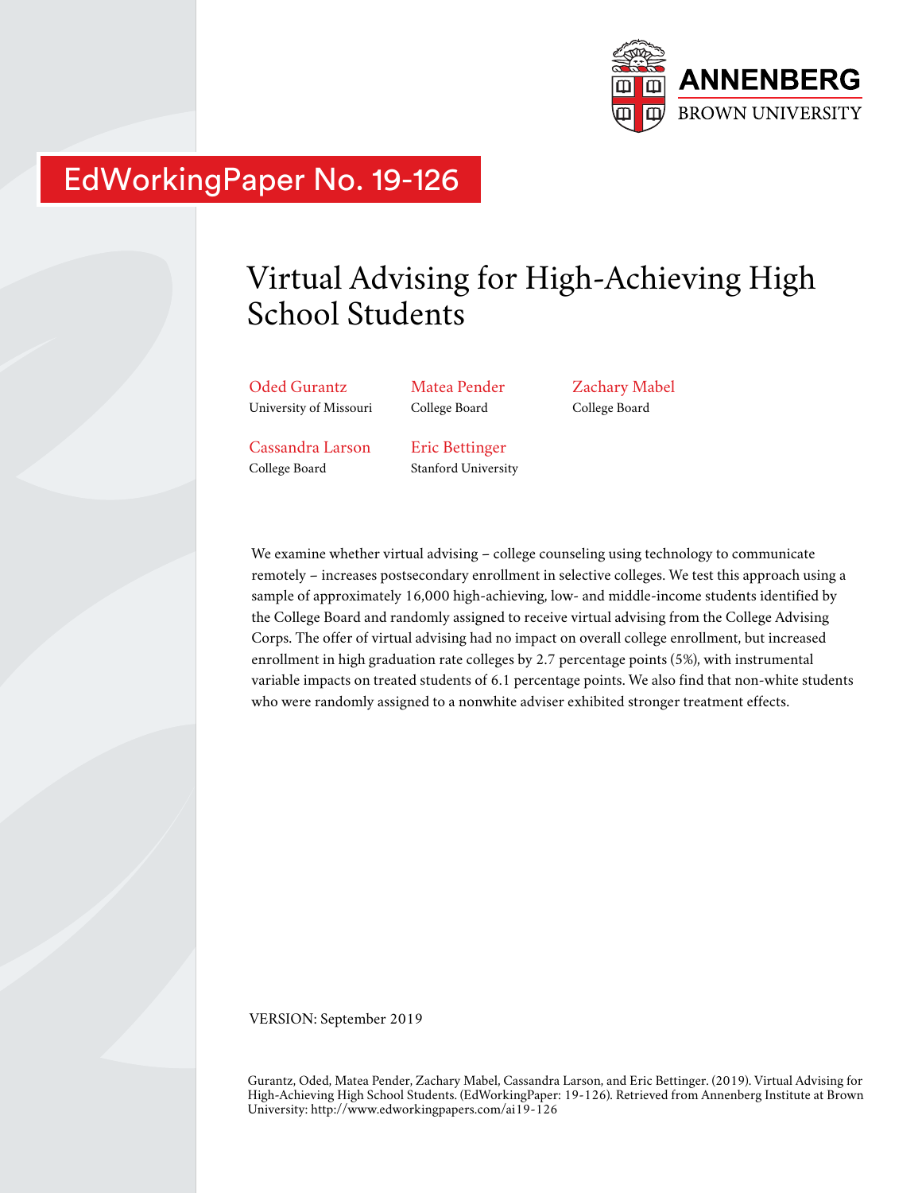ANNENBERG
BROWN UNIVERSITY

EdWorkingPaper No. 19-126

# Virtual Advising for High-Achieving High School Students

Oded Gurantz
University of Missouri

Matea Pender
College Board

Zachary Mabel
College Board

Cassandra Larson
College Board

Eric Bettinger
Stanford University

We examine whether virtual advising – college counseling using technology to communicate remotely – increases postsecondary enrollment in selective colleges. We test this approach using a sample of approximately 16,000 high-achieving, low- and middle-income students identified by the College Board and randomly assigned to receive virtual advising from the College Advising Corps. The offer of virtual advising had no impact on overall college enrollment, but increased enrollment in high graduation rate colleges by 2.7 percentage points (5%), with instrumental variable impacts on treated students of 6.1 percentage points. We also find that non-white students who were randomly assigned to a nonwhite adviser exhibited stronger treatment effects.

VERSION: September 2019

Gurantz, Oded, Matea Pender, Zachary Mabel, Cassandra Larson, and Eric Bettinger. (2019). Virtual Advising for High-Achieving High School Students. (EdWorkingPaper: 19-126). Retrieved from Annenberg Institute at Brown University: http://www.edworkingpapers.com/ai19-126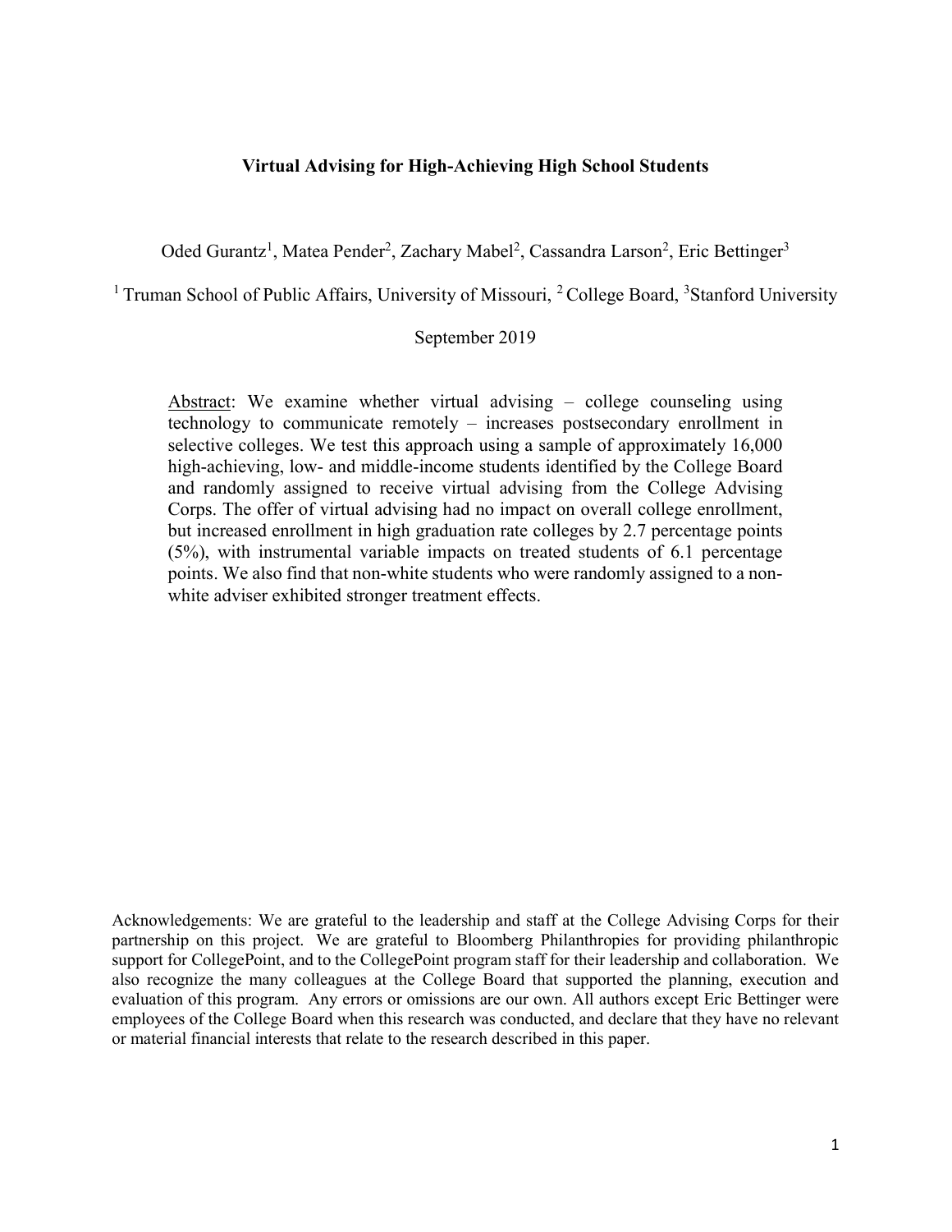# Virtual Advising for High-Achieving High School Students

Oded Gurantz[1], Matea Pender[2], Zachary Mabel[2], Cassandra Larson[2], Eric Bettinger[3]

[1] Truman School of Public Affairs, University of Missouri, [2] College Board, [3] Stanford University

September 2019

Abstract: We examine whether virtual advising – college counseling using technology to communicate remotely – increases postsecondary enrollment in selective colleges. We test this approach using a sample of approximately 16,000 high-achieving, low- and middle-income students identified by the College Board and randomly assigned to receive virtual advising from the College Advising Corps. The offer of virtual advising had no impact on overall college enrollment, but increased enrollment in high graduation rate colleges by 2.7 percentage points (5%), with instrumental variable impacts on treated students of 6.1 percentage points. We also find that non-white students who were randomly assigned to a non-white adviser exhibited stronger treatment effects.

Acknowledgements: We are grateful to the leadership and staff at the College Advising Corps for their partnership on this project. We are grateful to Bloomberg Philanthropies for providing philanthropic support for CollegePoint, and to the CollegePoint program staff for their leadership and collaboration. We also recognize the many colleagues at the College Board that supported the planning, execution and evaluation of this program. Any errors or omissions are our own. All authors except Eric Bettinger were employees of the College Board when this research was conducted, and declare that they have no relevant or material financial interests that relate to the research described in this paper.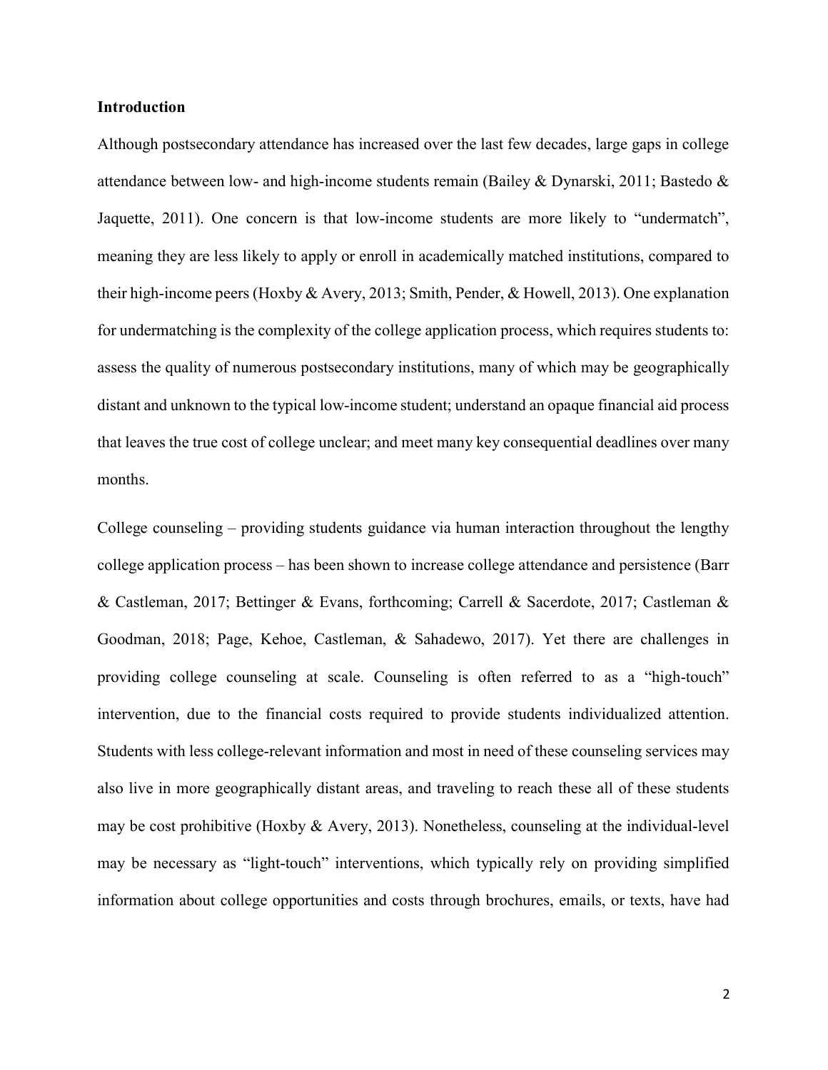## Introduction

Although postsecondary attendance has increased over the last few decades, large gaps in college attendance between low- and high-income students remain (Bailey & Dynarski, 2011; Bastedo & Jaquette, 2011). One concern is that low-income students are more likely to "undermatch", meaning they are less likely to apply or enroll in academically matched institutions, compared to their high-income peers (Hoxby & Avery, 2013; Smith, Pender, & Howell, 2013). One explanation for undermatching is the complexity of the college application process, which requires students to: assess the quality of numerous postsecondary institutions, many of which may be geographically distant and unknown to the typical low-income student; understand an opaque financial aid process that leaves the true cost of college unclear; and meet many key consequential deadlines over many months.

College counseling – providing students guidance via human interaction throughout the lengthy college application process – has been shown to increase college attendance and persistence (Barr & Castleman, 2017; Bettinger & Evans, forthcoming; Carrell & Sacerdote, 2017; Castleman & Goodman, 2018; Page, Kehoe, Castleman, & Sahadewo, 2017). Yet there are challenges in providing college counseling at scale. Counseling is often referred to as a "high-touch" intervention, due to the financial costs required to provide students individualized attention. Students with less college-relevant information and most in need of these counseling services may also live in more geographically distant areas, and traveling to reach these all of these students may be cost prohibitive (Hoxby & Avery, 2013). Nonetheless, counseling at the individual-level may be necessary as "light-touch" interventions, which typically rely on providing simplified information about college opportunities and costs through brochures, emails, or texts, have had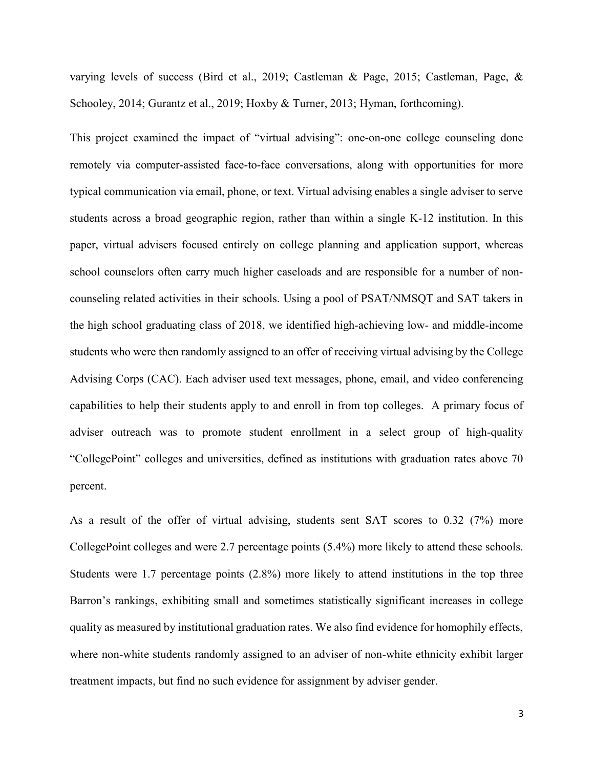varying levels of success (Bird et al., 2019; Castleman & Page, 2015; Castleman, Page, & Schooley, 2014; Gurantz et al., 2019; Hoxby & Turner, 2013; Hyman, forthcoming).

This project examined the impact of "virtual advising": one-on-one college counseling done remotely via computer-assisted face-to-face conversations, along with opportunities for more typical communication via email, phone, or text. Virtual advising enables a single adviser to serve students across a broad geographic region, rather than within a single K-12 institution. In this paper, virtual advisers focused entirely on college planning and application support, whereas school counselors often carry much higher caseloads and are responsible for a number of non-counseling related activities in their schools. Using a pool of PSAT/NMSQT and SAT takers in the high school graduating class of 2018, we identified high-achieving low- and middle-income students who were then randomly assigned to an offer of receiving virtual advising by the College Advising Corps (CAC). Each adviser used text messages, phone, email, and video conferencing capabilities to help their students apply to and enroll in from top colleges. A primary focus of adviser outreach was to promote student enrollment in a select group of high-quality "CollegePoint" colleges and universities, defined as institutions with graduation rates above 70 percent.

As a result of the offer of virtual advising, students sent SAT scores to 0.32 (7%) more CollegePoint colleges and were 2.7 percentage points (5.4%) more likely to attend these schools. Students were 1.7 percentage points (2.8%) more likely to attend institutions in the top three Barron's rankings, exhibiting small and sometimes statistically significant increases in college quality as measured by institutional graduation rates. We also find evidence for homophily effects, where non-white students randomly assigned to an adviser of non-white ethnicity exhibit larger treatment impacts, but find no such evidence for assignment by adviser gender.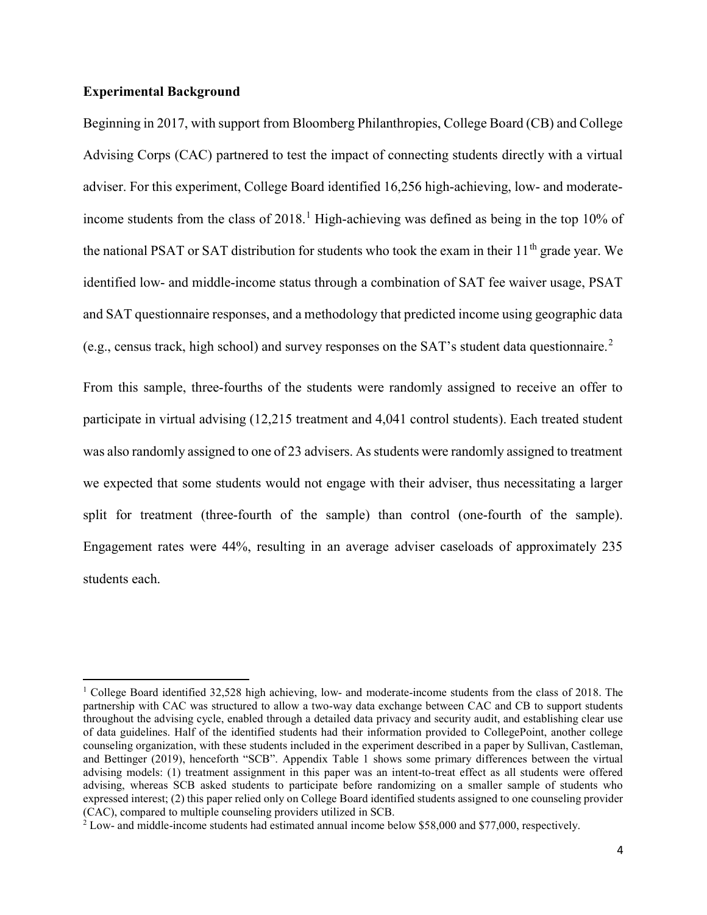### Experimental Background

Beginning in 2017, with support from Bloomberg Philanthropies, College Board (CB) and College Advising Corps (CAC) partnered to test the impact of connecting students directly with a virtual adviser. For this experiment, College Board identified 16,256 high-achieving, low- and moderate-income students from the class of 2018.[1] High-achieving was defined as being in the top 10% of the national PSAT or SAT distribution for students who took the exam in their 11th grade year. We identified low- and middle-income status through a combination of SAT fee waiver usage, PSAT and SAT questionnaire responses, and a methodology that predicted income using geographic data (e.g., census track, high school) and survey responses on the SAT's student data questionnaire.[2]

From this sample, three-fourths of the students were randomly assigned to receive an offer to participate in virtual advising (12,215 treatment and 4,041 control students). Each treated student was also randomly assigned to one of 23 advisers. As students were randomly assigned to treatment we expected that some students would not engage with their adviser, thus necessitating a larger split for treatment (three-fourth of the sample) than control (one-fourth of the sample). Engagement rates were 44%, resulting in an average adviser caseloads of approximately 235 students each.

---

[1] College Board identified 32,528 high achieving, low- and moderate-income students from the class of 2018. The partnership with CAC was structured to allow a two-way data exchange between CAC and CB to support students throughout the advising cycle, enabled through a detailed data privacy and security audit, and establishing clear use of data guidelines. Half of the identified students had their information provided to CollegePoint, another college counseling organization, with these students included in the experiment described in a paper by Sullivan, Castleman, and Bettinger (2019), henceforth "SCB". Appendix Table 1 shows some primary differences between the virtual advising models: (1) treatment assignment in this paper was an intent-to-treat effect as all students were offered advising, whereas SCB asked students to participate before randomizing on a smaller sample of students who expressed interest; (2) this paper relied only on College Board identified students assigned to one counseling provider (CAC), compared to multiple counseling providers utilized in SCB.

[2] Low- and middle-income students had estimated annual income below $58,000 and $77,000, respectively.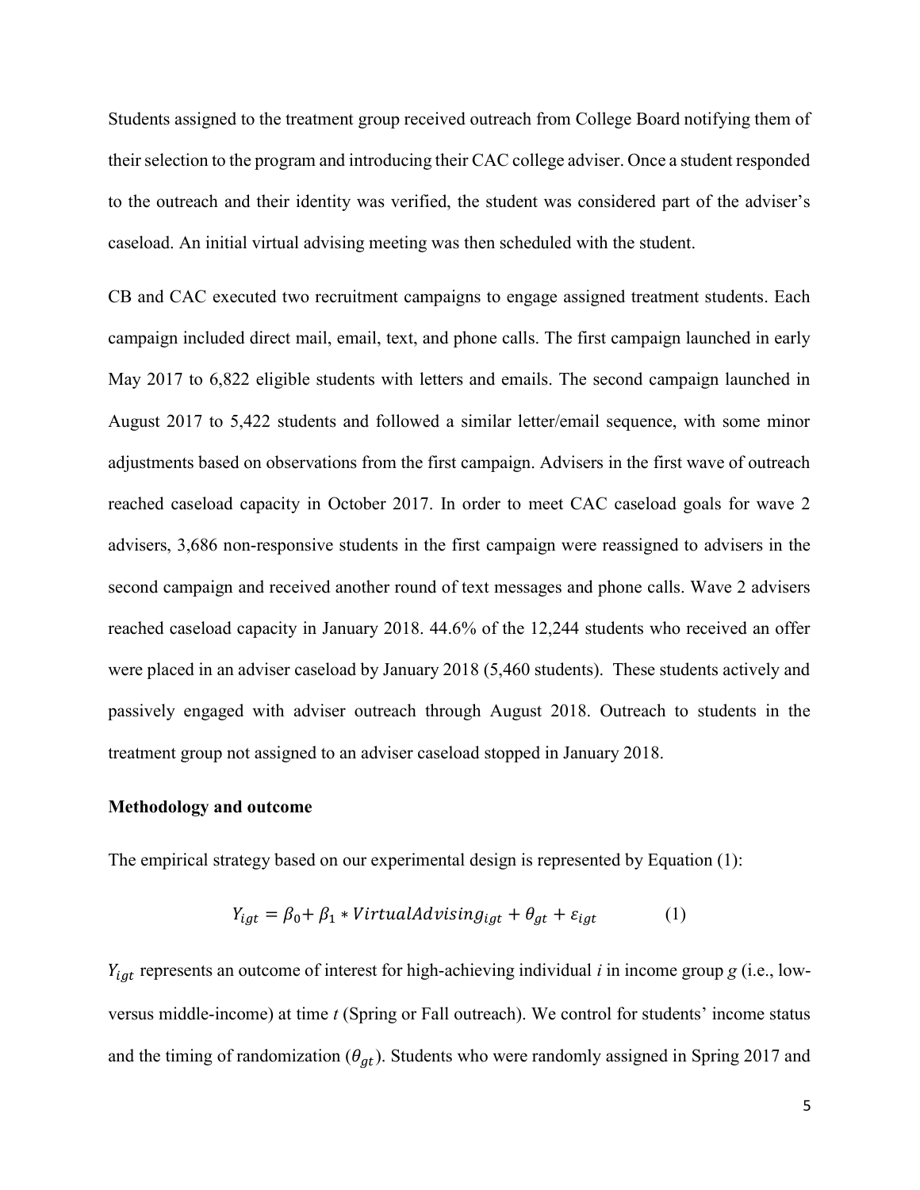Students assigned to the treatment group received outreach from College Board notifying them of their selection to the program and introducing their CAC college adviser. Once a student responded to the outreach and their identity was verified, the student was considered part of the adviser's caseload. An initial virtual advising meeting was then scheduled with the student.

CB and CAC executed two recruitment campaigns to engage assigned treatment students. Each campaign included direct mail, email, text, and phone calls. The first campaign launched in early May 2017 to 6,822 eligible students with letters and emails. The second campaign launched in August 2017 to 5,422 students and followed a similar letter/email sequence, with some minor adjustments based on observations from the first campaign. Advisers in the first wave of outreach reached caseload capacity in October 2017. In order to meet CAC caseload goals for wave 2 advisers, 3,686 non-responsive students in the first campaign were reassigned to advisers in the second campaign and received another round of text messages and phone calls. Wave 2 advisers reached caseload capacity in January 2018. 44.6% of the 12,244 students who received an offer were placed in an adviser caseload by January 2018 (5,460 students). These students actively and passively engaged with adviser outreach through August 2018. Outreach to students in the treatment group not assigned to an adviser caseload stopped in January 2018.

**Methodology and outcome**

The empirical strategy based on our experimental design is represented by Equation (1):

$$Y_{igt} = \beta_0 + \beta_1 * VirtualAdvising_{igt} + \theta_{gt} + \varepsilon_{igt} \qquad (1)$$

$Y_{igt}$ represents an outcome of interest for high-achieving individual *i* in income group *g* (i.e., low- versus middle-income) at time *t* (Spring or Fall outreach). We control for students' income status and the timing of randomization ($\theta_{gt}$). Students who were randomly assigned in Spring 2017 and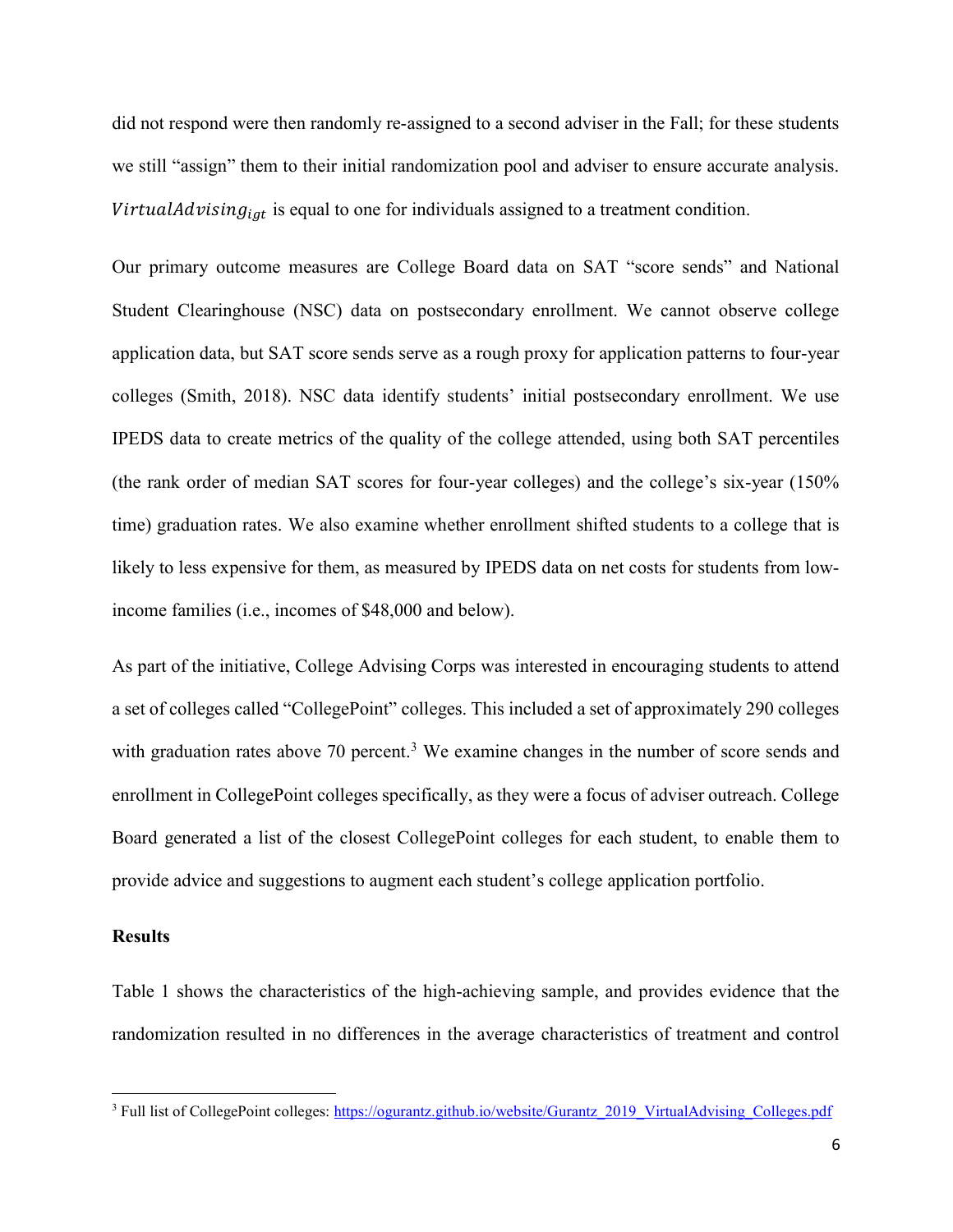did not respond were then randomly re-assigned to a second adviser in the Fall; for these students we still "assign" them to their initial randomization pool and adviser to ensure accurate analysis. $VirtualAdvising_{igt}$ is equal to one for individuals assigned to a treatment condition.

Our primary outcome measures are College Board data on SAT "score sends" and National Student Clearinghouse (NSC) data on postsecondary enrollment. We cannot observe college application data, but SAT score sends serve as a rough proxy for application patterns to four-year colleges (Smith, 2018). NSC data identify students' initial postsecondary enrollment. We use IPEDS data to create metrics of the quality of the college attended, using both SAT percentiles (the rank order of median SAT scores for four-year colleges) and the college's six-year (150% time) graduation rates. We also examine whether enrollment shifted students to a college that is likely to less expensive for them, as measured by IPEDS data on net costs for students from low-income families (i.e., incomes of $48,000 and below).

As part of the initiative, College Advising Corps was interested in encouraging students to attend a set of colleges called "CollegePoint" colleges. This included a set of approximately 290 colleges with graduation rates above 70 percent.[3] We examine changes in the number of score sends and enrollment in CollegePoint colleges specifically, as they were a focus of adviser outreach. College Board generated a list of the closest CollegePoint colleges for each student, to enable them to provide advice and suggestions to augment each student's college application portfolio.

## Results

Table 1 shows the characteristics of the high-achieving sample, and provides evidence that the randomization resulted in no differences in the average characteristics of treatment and control

---

[3] Full list of CollegePoint colleges: https://ogurantz.github.io/website/Gurantz_2019_VirtualAdvising_Colleges.pdf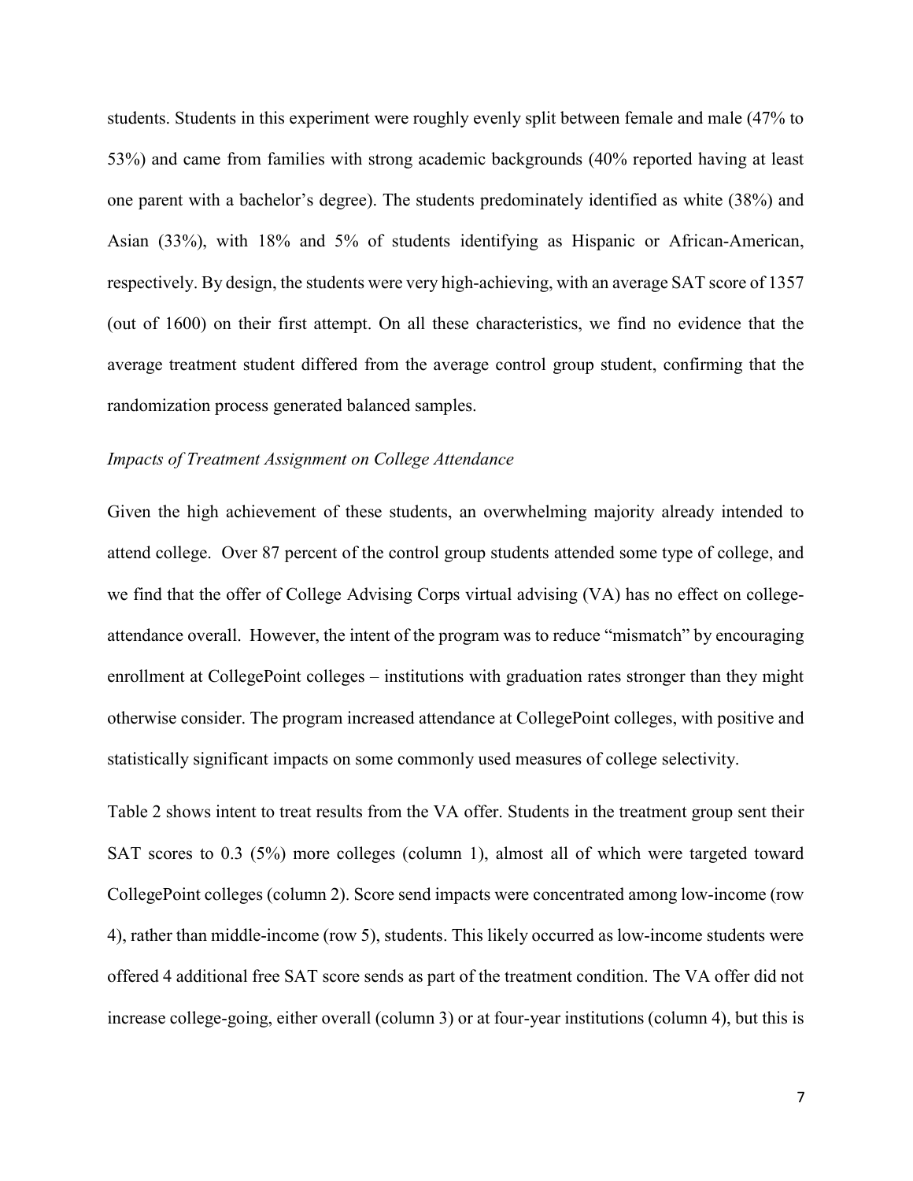students. Students in this experiment were roughly evenly split between female and male (47% to 53%) and came from families with strong academic backgrounds (40% reported having at least one parent with a bachelor's degree). The students predominately identified as white (38%) and Asian (33%), with 18% and 5% of students identifying as Hispanic or African-American, respectively. By design, the students were very high-achieving, with an average SAT score of 1357 (out of 1600) on their first attempt. On all these characteristics, we find no evidence that the average treatment student differed from the average control group student, confirming that the randomization process generated balanced samples.

*Impacts of Treatment Assignment on College Attendance*

Given the high achievement of these students, an overwhelming majority already intended to attend college. Over 87 percent of the control group students attended some type of college, and we find that the offer of College Advising Corps virtual advising (VA) has no effect on college-attendance overall. However, the intent of the program was to reduce "mismatch" by encouraging enrollment at CollegePoint colleges – institutions with graduation rates stronger than they might otherwise consider. The program increased attendance at CollegePoint colleges, with positive and statistically significant impacts on some commonly used measures of college selectivity.

Table 2 shows intent to treat results from the VA offer. Students in the treatment group sent their SAT scores to 0.3 (5%) more colleges (column 1), almost all of which were targeted toward CollegePoint colleges (column 2). Score send impacts were concentrated among low-income (row 4), rather than middle-income (row 5), students. This likely occurred as low-income students were offered 4 additional free SAT score sends as part of the treatment condition. The VA offer did not increase college-going, either overall (column 3) or at four-year institutions (column 4), but this is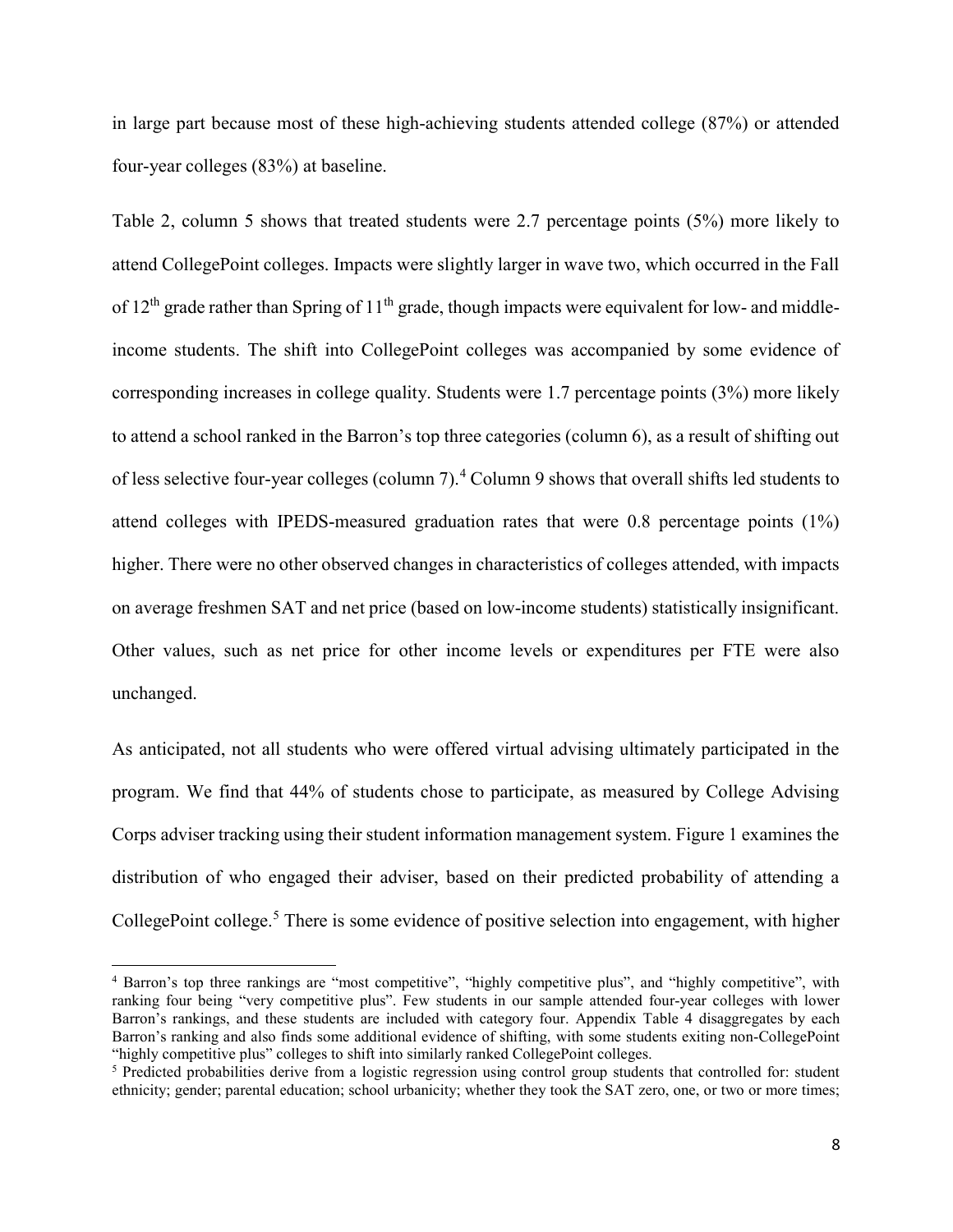in large part because most of these high-achieving students attended college (87%) or attended four-year colleges (83%) at baseline.

Table 2, column 5 shows that treated students were 2.7 percentage points (5%) more likely to attend CollegePoint colleges. Impacts were slightly larger in wave two, which occurred in the Fall of 12[th] grade rather than Spring of 11[th] grade, though impacts were equivalent for low- and middle-income students. The shift into CollegePoint colleges was accompanied by some evidence of corresponding increases in college quality. Students were 1.7 percentage points (3%) more likely to attend a school ranked in the Barron's top three categories (column 6), as a result of shifting out of less selective four-year colleges (column 7).[4] Column 9 shows that overall shifts led students to attend colleges with IPEDS-measured graduation rates that were 0.8 percentage points (1%) higher. There were no other observed changes in characteristics of colleges attended, with impacts on average freshmen SAT and net price (based on low-income students) statistically insignificant. Other values, such as net price for other income levels or expenditures per FTE were also unchanged.

As anticipated, not all students who were offered virtual advising ultimately participated in the program. We find that 44% of students chose to participate, as measured by College Advising Corps adviser tracking using their student information management system. Figure 1 examines the distribution of who engaged their adviser, based on their predicted probability of attending a CollegePoint college.[5] There is some evidence of positive selection into engagement, with higher

---

[4] Barron's top three rankings are "most competitive", "highly competitive plus", and "highly competitive", with ranking four being "very competitive plus". Few students in our sample attended four-year colleges with lower Barron's rankings, and these students are included with category four. Appendix Table 4 disaggregates by each Barron's ranking and also finds some additional evidence of shifting, with some students exiting non-CollegePoint "highly competitive plus" colleges to shift into similarly ranked CollegePoint colleges.

[5] Predicted probabilities derive from a logistic regression using control group students that controlled for: student ethnicity; gender; parental education; school urbanicity; whether they took the SAT zero, one, or two or more times;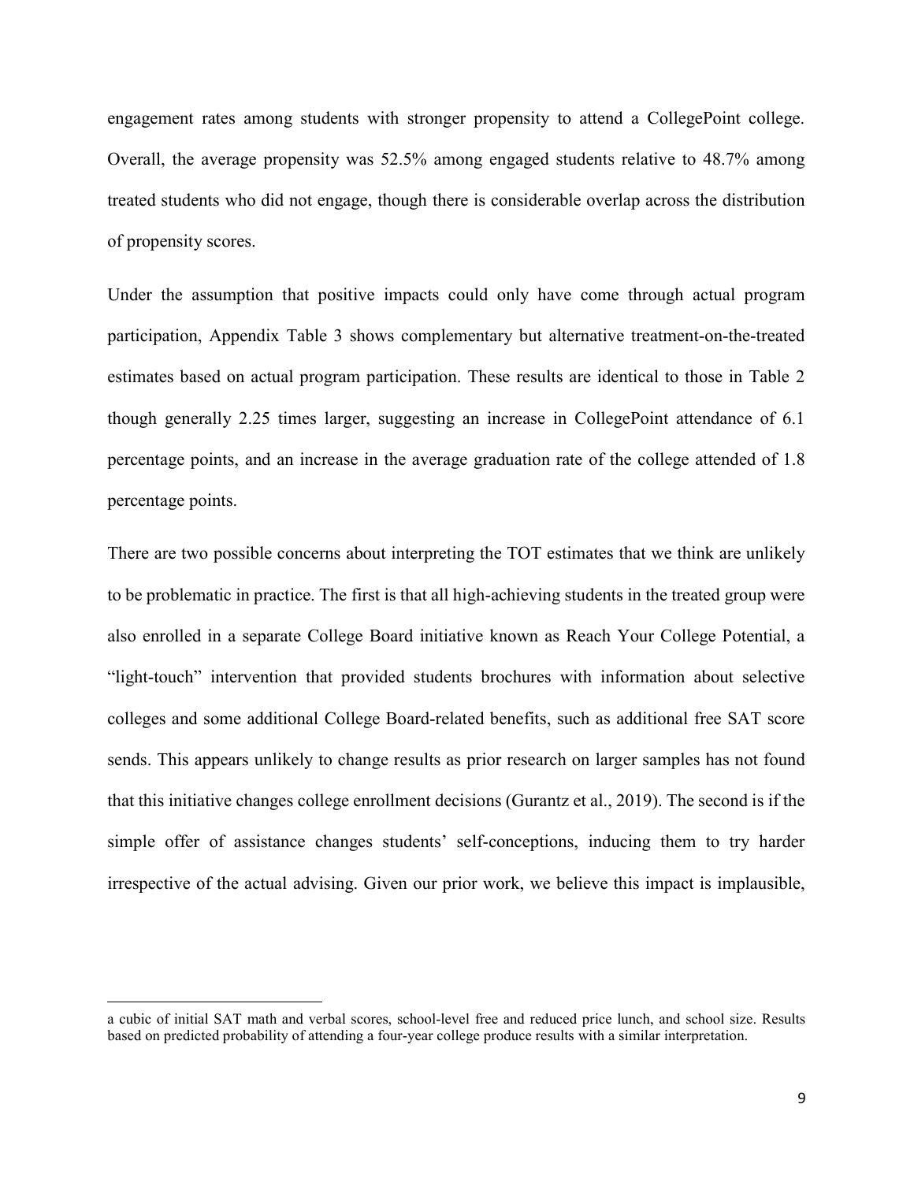engagement rates among students with stronger propensity to attend a CollegePoint college. Overall, the average propensity was 52.5% among engaged students relative to 48.7% among treated students who did not engage, though there is considerable overlap across the distribution of propensity scores.

Under the assumption that positive impacts could only have come through actual program participation, Appendix Table 3 shows complementary but alternative treatment-on-the-treated estimates based on actual program participation. These results are identical to those in Table 2 though generally 2.25 times larger, suggesting an increase in CollegePoint attendance of 6.1 percentage points, and an increase in the average graduation rate of the college attended of 1.8 percentage points.

There are two possible concerns about interpreting the TOT estimates that we think are unlikely to be problematic in practice. The first is that all high-achieving students in the treated group were also enrolled in a separate College Board initiative known as Reach Your College Potential, a "light-touch" intervention that provided students brochures with information about selective colleges and some additional College Board-related benefits, such as additional free SAT score sends. This appears unlikely to change results as prior research on larger samples has not found that this initiative changes college enrollment decisions (Gurantz et al., 2019). The second is if the simple offer of assistance changes students' self-conceptions, inducing them to try harder irrespective of the actual advising. Given our prior work, we believe this impact is implausible,

---

a cubic of initial SAT math and verbal scores, school-level free and reduced price lunch, and school size. Results based on predicted probability of attending a four-year college produce results with a similar interpretation.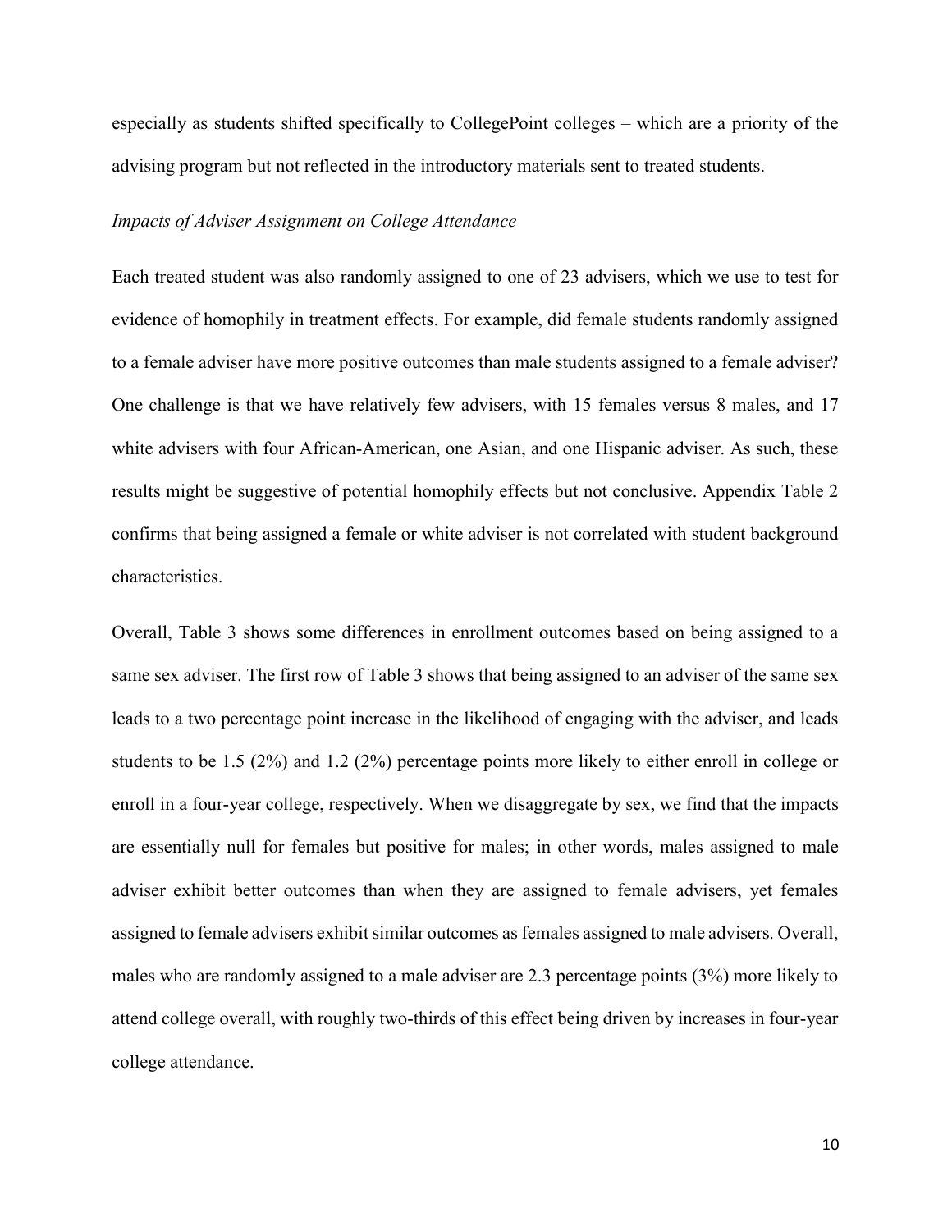especially as students shifted specifically to CollegePoint colleges – which are a priority of the advising program but not reflected in the introductory materials sent to treated students.

*Impacts of Adviser Assignment on College Attendance*

Each treated student was also randomly assigned to one of 23 advisers, which we use to test for evidence of homophily in treatment effects. For example, did female students randomly assigned to a female adviser have more positive outcomes than male students assigned to a female adviser? One challenge is that we have relatively few advisers, with 15 females versus 8 males, and 17 white advisers with four African-American, one Asian, and one Hispanic adviser. As such, these results might be suggestive of potential homophily effects but not conclusive. Appendix Table 2 confirms that being assigned a female or white adviser is not correlated with student background characteristics.

Overall, Table 3 shows some differences in enrollment outcomes based on being assigned to a same sex adviser. The first row of Table 3 shows that being assigned to an adviser of the same sex leads to a two percentage point increase in the likelihood of engaging with the adviser, and leads students to be 1.5 (2%) and 1.2 (2%) percentage points more likely to either enroll in college or enroll in a four-year college, respectively. When we disaggregate by sex, we find that the impacts are essentially null for females but positive for males; in other words, males assigned to male adviser exhibit better outcomes than when they are assigned to female advisers, yet females assigned to female advisers exhibit similar outcomes as females assigned to male advisers. Overall, males who are randomly assigned to a male adviser are 2.3 percentage points (3%) more likely to attend college overall, with roughly two-thirds of this effect being driven by increases in four-year college attendance.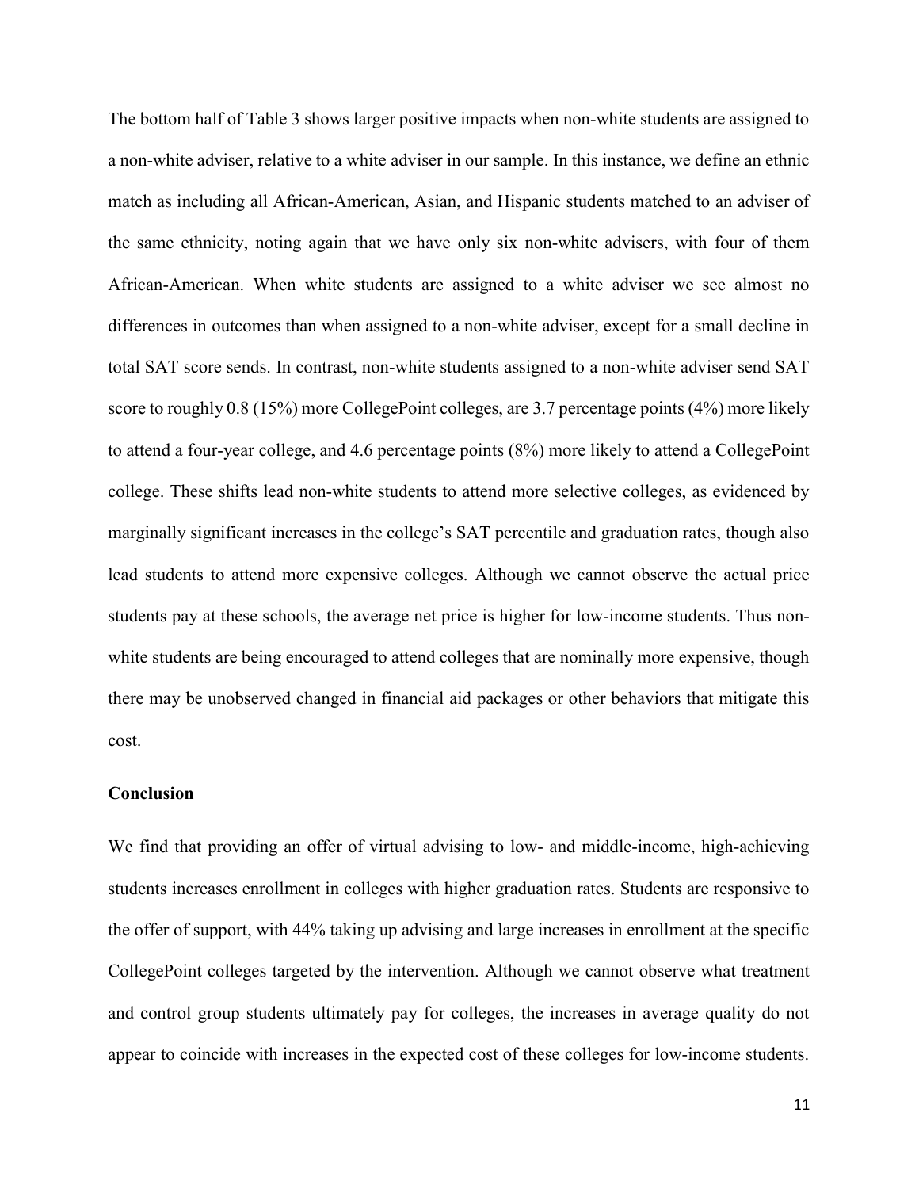The bottom half of Table 3 shows larger positive impacts when non-white students are assigned to a non-white adviser, relative to a white adviser in our sample. In this instance, we define an ethnic match as including all African-American, Asian, and Hispanic students matched to an adviser of the same ethnicity, noting again that we have only six non-white advisers, with four of them African-American. When white students are assigned to a white adviser we see almost no differences in outcomes than when assigned to a non-white adviser, except for a small decline in total SAT score sends. In contrast, non-white students assigned to a non-white adviser send SAT score to roughly 0.8 (15%) more CollegePoint colleges, are 3.7 percentage points (4%) more likely to attend a four-year college, and 4.6 percentage points (8%) more likely to attend a CollegePoint college. These shifts lead non-white students to attend more selective colleges, as evidenced by marginally significant increases in the college's SAT percentile and graduation rates, though also lead students to attend more expensive colleges. Although we cannot observe the actual price students pay at these schools, the average net price is higher for low-income students. Thus non-white students are being encouraged to attend colleges that are nominally more expensive, though there may be unobserved changed in financial aid packages or other behaviors that mitigate this cost.

## Conclusion

We find that providing an offer of virtual advising to low- and middle-income, high-achieving students increases enrollment in colleges with higher graduation rates. Students are responsive to the offer of support, with 44% taking up advising and large increases in enrollment at the specific CollegePoint colleges targeted by the intervention. Although we cannot observe what treatment and control group students ultimately pay for colleges, the increases in average quality do not appear to coincide with increases in the expected cost of these colleges for low-income students.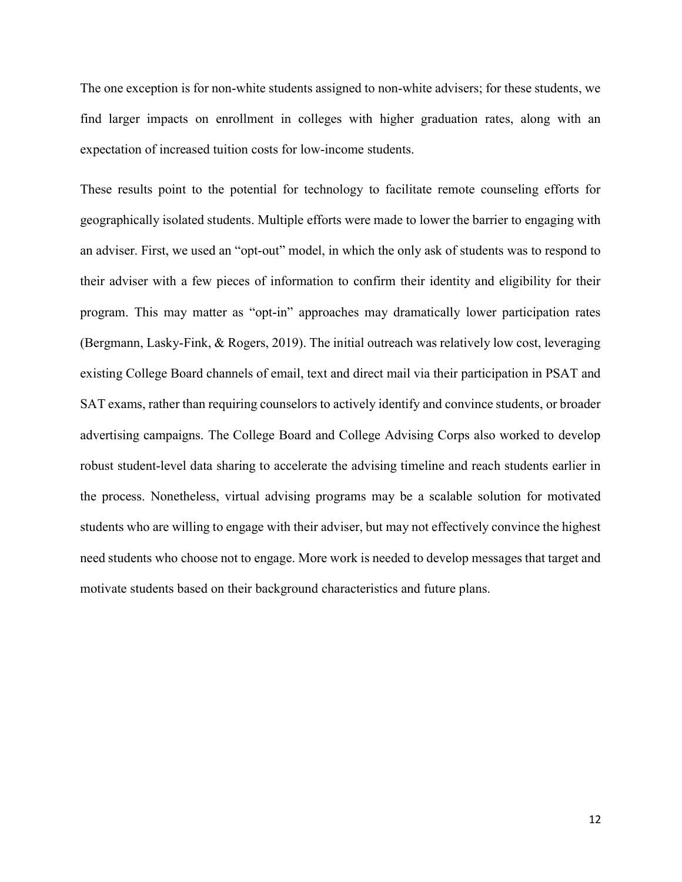The one exception is for non-white students assigned to non-white advisers; for these students, we find larger impacts on enrollment in colleges with higher graduation rates, along with an expectation of increased tuition costs for low-income students.

These results point to the potential for technology to facilitate remote counseling efforts for geographically isolated students. Multiple efforts were made to lower the barrier to engaging with an adviser. First, we used an "opt-out" model, in which the only ask of students was to respond to their adviser with a few pieces of information to confirm their identity and eligibility for their program. This may matter as "opt-in" approaches may dramatically lower participation rates (Bergmann, Lasky-Fink, & Rogers, 2019). The initial outreach was relatively low cost, leveraging existing College Board channels of email, text and direct mail via their participation in PSAT and SAT exams, rather than requiring counselors to actively identify and convince students, or broader advertising campaigns. The College Board and College Advising Corps also worked to develop robust student-level data sharing to accelerate the advising timeline and reach students earlier in the process. Nonetheless, virtual advising programs may be a scalable solution for motivated students who are willing to engage with their adviser, but may not effectively convince the highest need students who choose not to engage. More work is needed to develop messages that target and motivate students based on their background characteristics and future plans.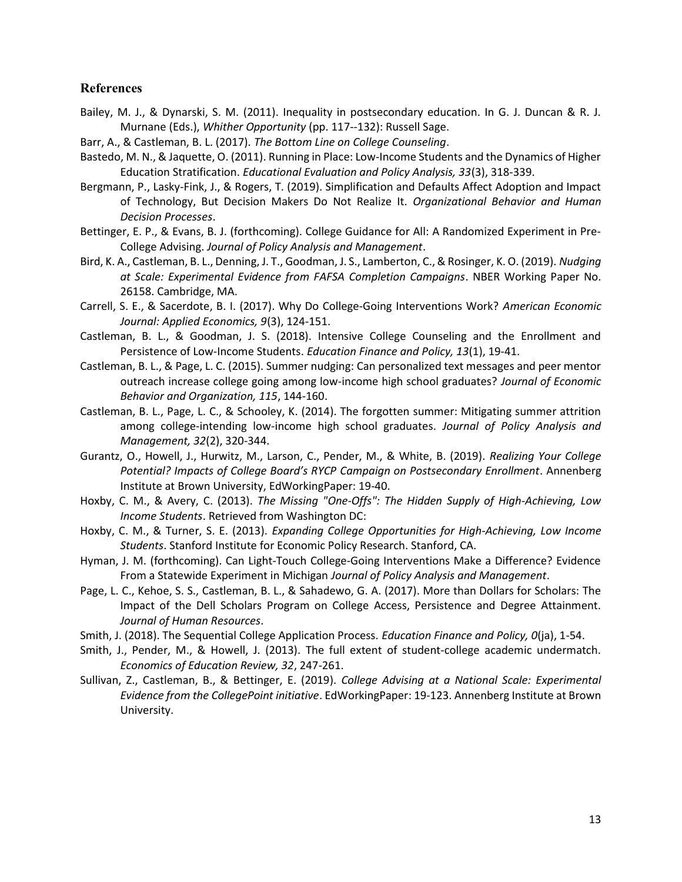## References

Bailey, M. J., & Dynarski, S. M. (2011). Inequality in postsecondary education. In G. J. Duncan & R. J. Murnane (Eds.), *Whither Opportunity* (pp. 117--132): Russell Sage.

Barr, A., & Castleman, B. L. (2017). *The Bottom Line on College Counseling*.

Bastedo, M. N., & Jaquette, O. (2011). Running in Place: Low-Income Students and the Dynamics of Higher Education Stratification. *Educational Evaluation and Policy Analysis, 33*(3), 318-339.

Bergmann, P., Lasky-Fink, J., & Rogers, T. (2019). Simplification and Defaults Affect Adoption and Impact of Technology, But Decision Makers Do Not Realize It. *Organizational Behavior and Human Decision Processes*.

Bettinger, E. P., & Evans, B. J. (forthcoming). College Guidance for All: A Randomized Experiment in Pre-College Advising. *Journal of Policy Analysis and Management*.

Bird, K. A., Castleman, B. L., Denning, J. T., Goodman, J. S., Lamberton, C., & Rosinger, K. O. (2019). *Nudging at Scale: Experimental Evidence from FAFSA Completion Campaigns*. NBER Working Paper No. 26158. Cambridge, MA.

Carrell, S. E., & Sacerdote, B. I. (2017). Why Do College-Going Interventions Work? *American Economic Journal: Applied Economics, 9*(3), 124-151.

Castleman, B. L., & Goodman, J. S. (2018). Intensive College Counseling and the Enrollment and Persistence of Low-Income Students. *Education Finance and Policy, 13*(1), 19-41.

Castleman, B. L., & Page, L. C. (2015). Summer nudging: Can personalized text messages and peer mentor outreach increase college going among low-income high school graduates? *Journal of Economic Behavior and Organization, 115*, 144-160.

Castleman, B. L., Page, L. C., & Schooley, K. (2014). The forgotten summer: Mitigating summer attrition among college-intending low-income high school graduates. *Journal of Policy Analysis and Management, 32*(2), 320-344.

Gurantz, O., Howell, J., Hurwitz, M., Larson, C., Pender, M., & White, B. (2019). *Realizing Your College Potential? Impacts of College Board's RYCP Campaign on Postsecondary Enrollment*. Annenberg Institute at Brown University, EdWorkingPaper: 19-40.

Hoxby, C. M., & Avery, C. (2013). *The Missing "One-Offs": The Hidden Supply of High-Achieving, Low Income Students*. Retrieved from Washington DC:

Hoxby, C. M., & Turner, S. E. (2013). *Expanding College Opportunities for High-Achieving, Low Income Students*. Stanford Institute for Economic Policy Research. Stanford, CA.

Hyman, J. M. (forthcoming). Can Light-Touch College-Going Interventions Make a Difference? Evidence From a Statewide Experiment in Michigan *Journal of Policy Analysis and Management*.

Page, L. C., Kehoe, S. S., Castleman, B. L., & Sahadewo, G. A. (2017). More than Dollars for Scholars: The Impact of the Dell Scholars Program on College Access, Persistence and Degree Attainment. *Journal of Human Resources*.

Smith, J. (2018). The Sequential College Application Process. *Education Finance and Policy, 0*(ja), 1-54.

Smith, J., Pender, M., & Howell, J. (2013). The full extent of student-college academic undermatch. *Economics of Education Review, 32*, 247-261.

Sullivan, Z., Castleman, B., & Bettinger, E. (2019). *College Advising at a National Scale: Experimental Evidence from the CollegePoint initiative*. EdWorkingPaper: 19-123. Annenberg Institute at Brown University.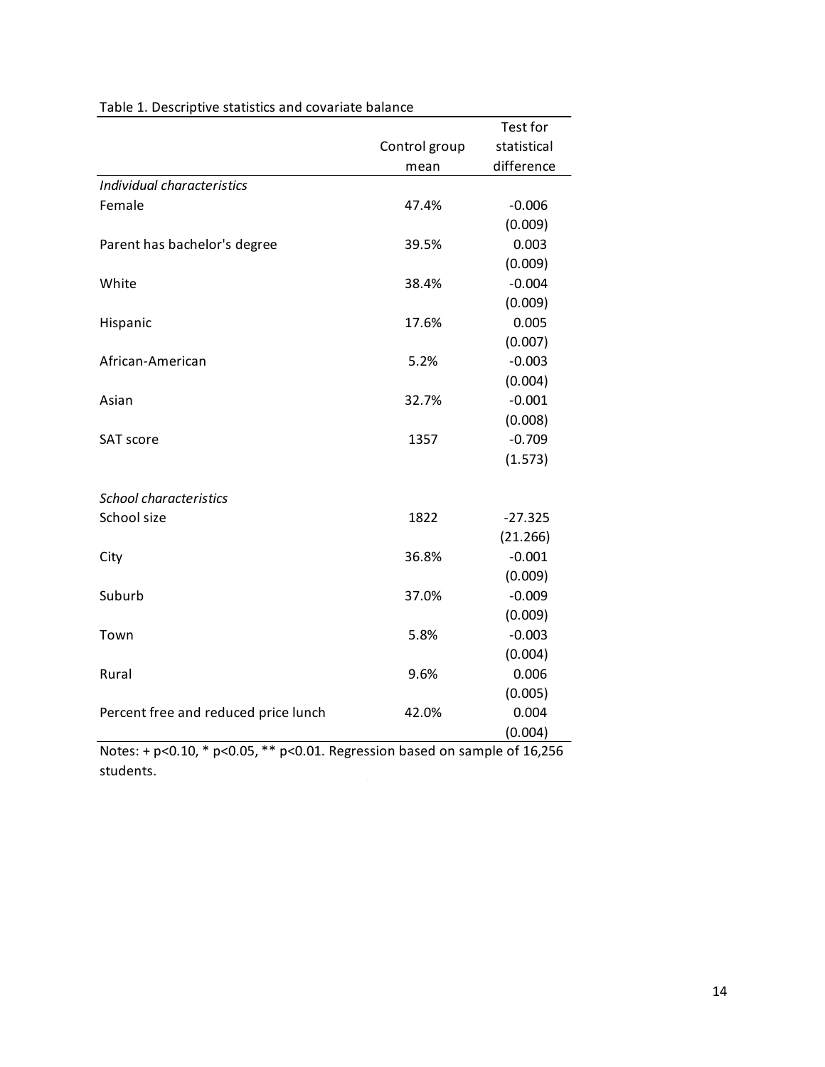Table 1. Descriptive statistics and covariate balance

| | Control group mean | Test for statistical difference |
|---|---|---|
| *Individual characteristics* | | |
| Female | 47.4% | -0.006 |
| | | (0.009) |
| Parent has bachelor's degree | 39.5% | 0.003 |
| | | (0.009) |
| White | 38.4% | -0.004 |
| | | (0.009) |
| Hispanic | 17.6% | 0.005 |
| | | (0.007) |
| African-American | 5.2% | -0.003 |
| | | (0.004) |
| Asian | 32.7% | -0.001 |
| | | (0.008) |
| SAT score | 1357 | -0.709 |
| | | (1.573) |
| | | |
| *School characteristics* | | |
| School size | 1822 | -27.325 |
| | | (21.266) |
| City | 36.8% | -0.001 |
| | | (0.009) |
| Suburb | 37.0% | -0.009 |
| | | (0.009) |
| Town | 5.8% | -0.003 |
| | | (0.004) |
| Rural | 9.6% | 0.006 |
| | | (0.005) |
| Percent free and reduced price lunch | 42.0% | 0.004 |
| | | (0.004) |

Notes: + $p<0.10$, * $p<0.05$, ** $p<0.01$. Regression based on sample of 16,256 students.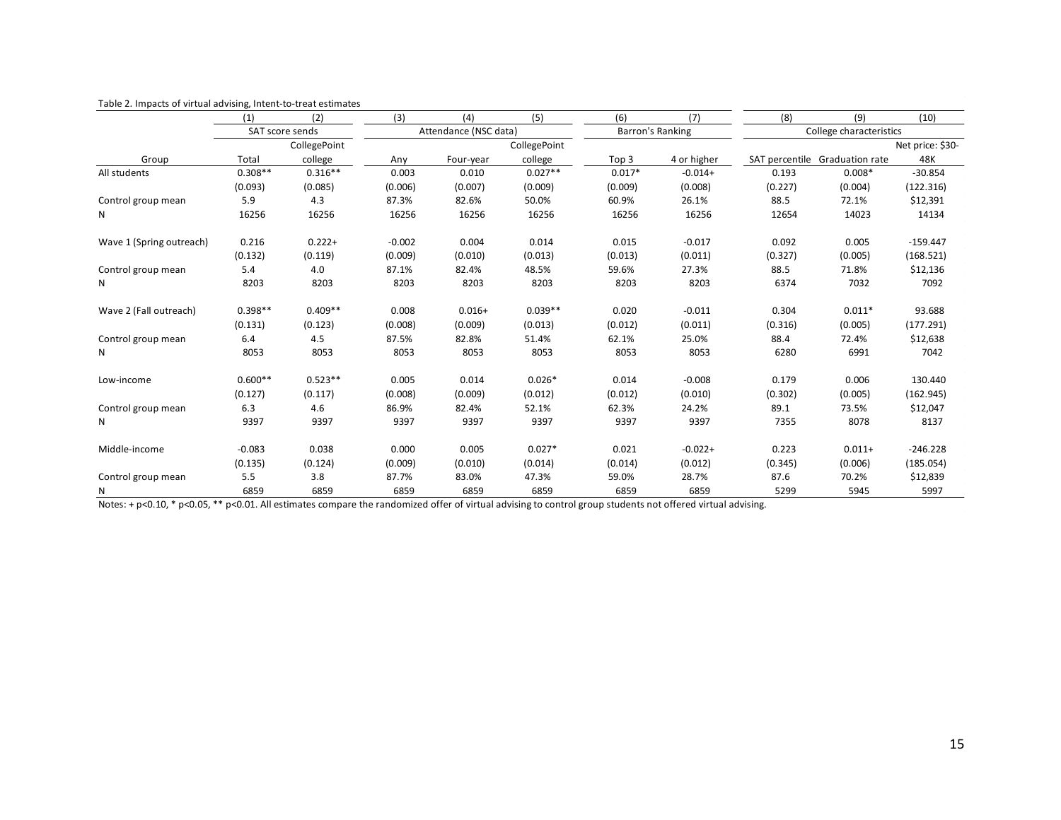Table 2. Impacts of virtual advising, Intent-to-treat estimates

| | (1) | (2) | (3) | (4) | (5) | (6) | (7) | (8) | (9) | (10) |
|---|---|---|---|---|---|---|---|---|---|---|
| | SAT score sends | | Attendance (NSC data) | | | Barron's Ranking | | College characteristics | | |
| Group | Total | CollegePoint college | Any | Four-year | CollegePoint college | Top 3 | 4 or higher | SAT percentile | Graduation rate | Net price: $30-48K |
| All students | 0.308** | 0.316** | 0.003 | 0.010 | 0.027** | 0.017* | -0.014+ | 0.193 | 0.008* | -30.854 |
| | (0.093) | (0.085) | (0.006) | (0.007) | (0.009) | (0.009) | (0.008) | (0.227) | (0.004) | (122.316) |
| Control group mean | 5.9 | 4.3 | 87.3% | 82.6% | 50.0% | 60.9% | 26.1% | 88.5 | 72.1% | $12,391 |
| N | 16256 | 16256 | 16256 | 16256 | 16256 | 16256 | 16256 | 12654 | 14023 | 14134 |
| Wave 1 (Spring outreach) | 0.216 | 0.222+ | -0.002 | 0.004 | 0.014 | 0.015 | -0.017 | 0.092 | 0.005 | -159.447 |
| | (0.132) | (0.119) | (0.009) | (0.010) | (0.013) | (0.013) | (0.011) | (0.327) | (0.005) | (168.521) |
| Control group mean | 5.4 | 4.0 | 87.1% | 82.4% | 48.5% | 59.6% | 27.3% | 88.5 | 71.8% | $12,136 |
| N | 8203 | 8203 | 8203 | 8203 | 8203 | 8203 | 8203 | 6374 | 7032 | 7092 |
| Wave 2 (Fall outreach) | 0.398** | 0.409** | 0.008 | 0.016+ | 0.039** | 0.020 | -0.011 | 0.304 | 0.011* | 93.688 |
| | (0.131) | (0.123) | (0.008) | (0.009) | (0.013) | (0.012) | (0.011) | (0.316) | (0.005) | (177.291) |
| Control group mean | 6.4 | 4.5 | 87.5% | 82.8% | 51.4% | 62.1% | 25.0% | 88.4 | 72.4% | $12,638 |
| N | 8053 | 8053 | 8053 | 8053 | 8053 | 8053 | 8053 | 6280 | 6991 | 7042 |
| Low-income | 0.600** | 0.523** | 0.005 | 0.014 | 0.026* | 0.014 | -0.008 | 0.179 | 0.006 | 130.440 |
| | (0.127) | (0.117) | (0.008) | (0.009) | (0.012) | (0.012) | (0.010) | (0.302) | (0.005) | (162.945) |
| Control group mean | 6.3 | 4.6 | 86.9% | 82.4% | 52.1% | 62.3% | 24.2% | 89.1 | 73.5% | $12,047 |
| N | 9397 | 9397 | 9397 | 9397 | 9397 | 9397 | 9397 | 7355 | 8078 | 8137 |
| Middle-income | -0.083 | 0.038 | 0.000 | 0.005 | 0.027* | 0.021 | -0.022+ | 0.223 | 0.011+ | -246.228 |
| | (0.135) | (0.124) | (0.009) | (0.010) | (0.014) | (0.014) | (0.012) | (0.345) | (0.006) | (185.054) |
| Control group mean | 5.5 | 3.8 | 87.7% | 83.0% | 47.3% | 59.0% | 28.7% | 87.6 | 70.2% | $12,839 |
| N | 6859 | 6859 | 6859 | 6859 | 6859 | 6859 | 6859 | 5299 | 5945 | 5997 |

Notes: + p<0.10, * p<0.05, ** p<0.01. All estimates compare the randomized offer of virtual advising to control group students not offered virtual advising.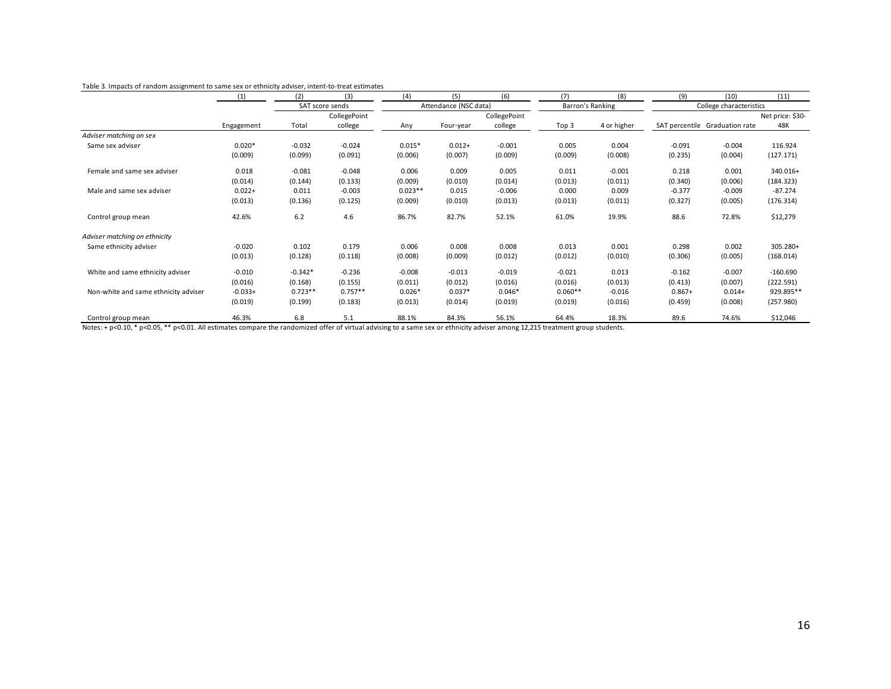Table 3. Impacts of random assignment to same sex or ethnicity adviser, intent-to-treat estimates

| | (1) | (2) | (3) | (4) | (5) | (6) | (7) | (8) | (9) | (10) | (11) |
|---|---|---|---|---|---|---|---|---|---|---|---|
| | | SAT score sends | | Attendance (NSC data) | | | Barron's Ranking | | College characteristics | | |
| | Engagement | Total | CollegePoint college | Any | Four-year | CollegePoint college | Top 3 | 4 or higher | SAT percentile | Graduation rate | Net price: $30-48K |
| *Adviser matching on sex* | | | | | | | | | | | |
| Same sex adviser | 0.020* | -0.032 | -0.024 | 0.015* | 0.012+ | -0.001 | 0.005 | 0.004 | -0.091 | -0.004 | 116.924 |
| | (0.009) | (0.099) | (0.091) | (0.006) | (0.007) | (0.009) | (0.009) | (0.008) | (0.235) | (0.004) | (127.171) |
| Female and same sex adviser | 0.018 | -0.081 | -0.048 | 0.006 | 0.009 | 0.005 | 0.011 | -0.001 | 0.218 | 0.001 | 340.016+ |
| | (0.014) | (0.144) | (0.133) | (0.009) | (0.010) | (0.014) | (0.013) | (0.011) | (0.340) | (0.006) | (184.323) |
| Male and same sex adviser | 0.022+ | 0.011 | -0.003 | 0.023** | 0.015 | -0.006 | 0.000 | 0.009 | -0.377 | -0.009 | -87.274 |
| | (0.013) | (0.136) | (0.125) | (0.009) | (0.010) | (0.013) | (0.013) | (0.011) | (0.327) | (0.005) | (176.314) |
| Control group mean | 42.6% | 6.2 | 4.6 | 86.7% | 82.7% | 52.1% | 61.0% | 19.9% | 88.6 | 72.8% | $12,279 |
| *Adviser matching on ethnicity* | | | | | | | | | | | |
| Same ethnicity adviser | -0.020 | 0.102 | 0.179 | 0.006 | 0.008 | 0.008 | 0.013 | 0.001 | 0.298 | 0.002 | 305.280+ |
| | (0.013) | (0.128) | (0.118) | (0.008) | (0.009) | (0.012) | (0.012) | (0.010) | (0.306) | (0.005) | (168.014) |
| White and same ethnicity adviser | -0.010 | -0.342* | -0.236 | -0.008 | -0.013 | -0.019 | -0.021 | 0.013 | -0.162 | -0.007 | -160.690 |
| | (0.016) | (0.168) | (0.155) | (0.011) | (0.012) | (0.016) | (0.016) | (0.013) | (0.413) | (0.007) | (222.591) |
| Non-white and same ethnicity adviser | -0.033+ | 0.723** | 0.757** | 0.026* | 0.037* | 0.046* | 0.060** | -0.016 | 0.867+ | 0.014+ | 929.895** |
| | (0.019) | (0.199) | (0.183) | (0.013) | (0.014) | (0.019) | (0.019) | (0.016) | (0.459) | (0.008) | (257.980) |
| Control group mean | 46.3% | 6.8 | 5.1 | 88.1% | 84.3% | 56.1% | 64.4% | 18.3% | 89.6 | 74.6% | $12,046 |

Notes: + p<0.10, * p<0.05, ** p<0.01. All estimates compare the randomized offer of virtual advising to a same sex or ethnicity adviser among 12,215 treatment group students.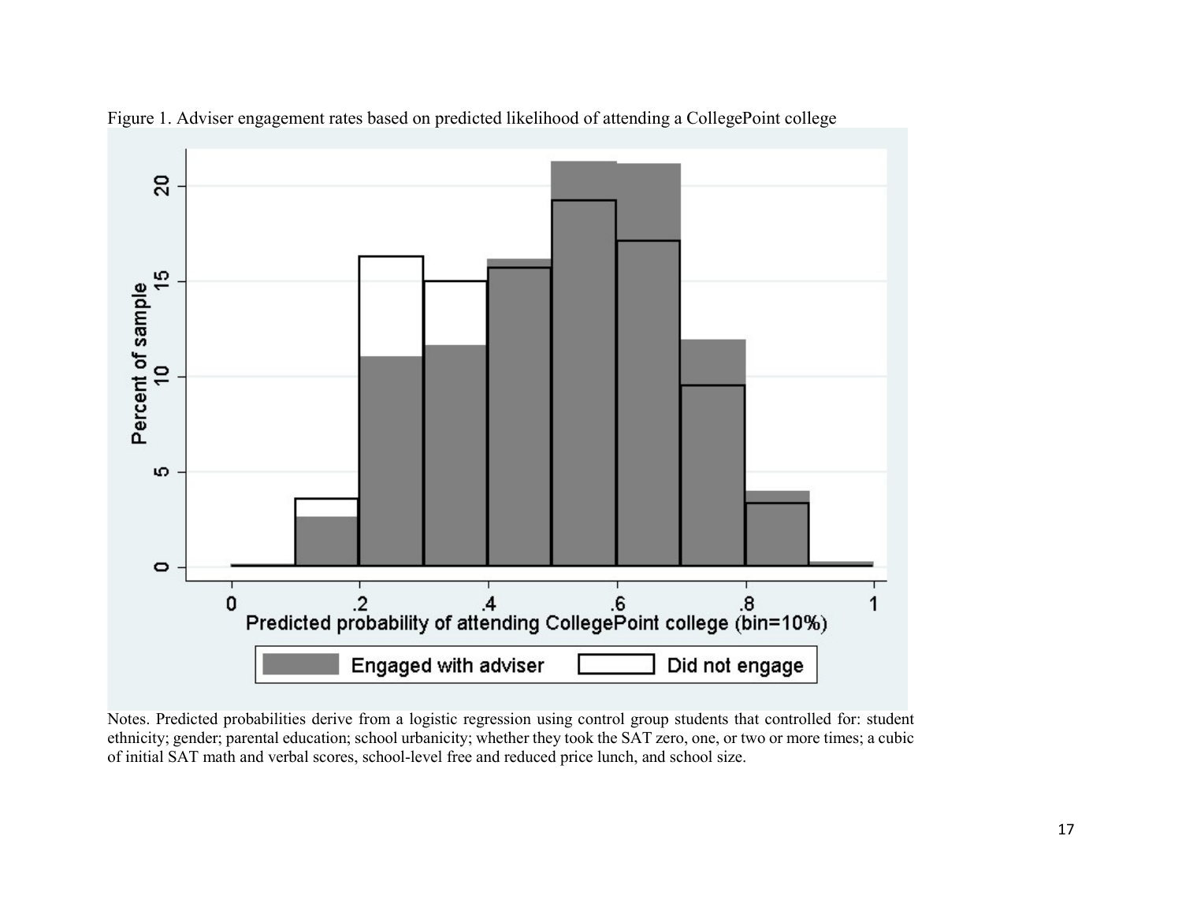Figure 1. Adviser engagement rates based on predicted likelihood of attending a CollegePoint college

Notes. Predicted probabilities derive from a logistic regression using control group students that controlled for: student ethnicity; gender; parental education; school urbanicity; whether they took the SAT zero, one, or two or more times; a cubic of initial SAT math and verbal scores, school-level free and reduced price lunch, and school size.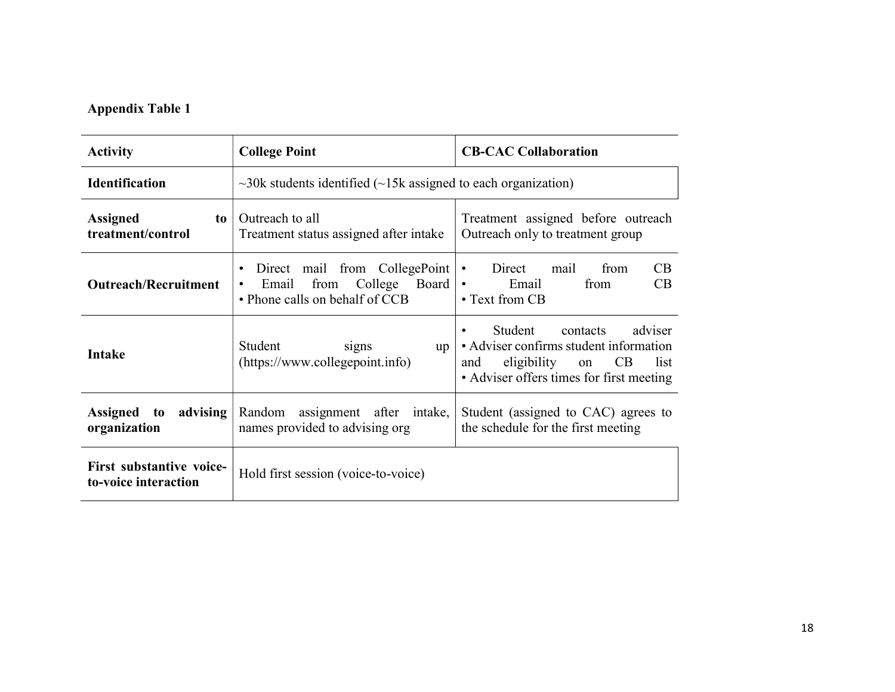**Appendix Table 1**

| Activity | College Point | CB-CAC Collaboration |
| --- | --- | --- |
| **Identification** | ~30k students identified (~15k assigned to each organization) | |
| **Assigned to treatment/control** | Outreach to all<br>Treatment status assigned after intake | Treatment assigned before outreach<br>Outreach only to treatment group |
| **Outreach/Recruitment** | • Direct mail from CollegePoint<br>• Email from College Board<br>• Phone calls on behalf of CCB | • Direct mail from CB<br>• Email from CB<br>• Text from CB |
| **Intake** | Student signs up (https://www.collegepoint.info) | • Student contacts adviser<br>• Adviser confirms student information and eligibility on CB list<br>• Adviser offers times for first meeting |
| **Assigned to advising organization** | Random assignment after intake, names provided to advising org | Student (assigned to CAC) agrees to the schedule for the first meeting |
| **First substantive voice-to-voice interaction** | Hold first session (voice-to-voice) | |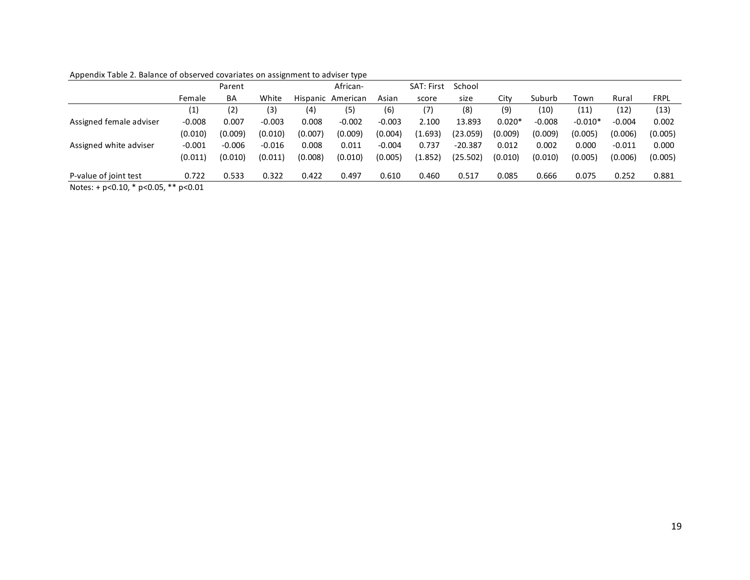Appendix Table 2. Balance of observed covariates on assignment to adviser type

| | Female | Parent BA | White | Hispanic | African-American | Asian | SAT: First score | School size | City | Suburb | Town | Rural | FRPL |
|---|---|---|---|---|---|---|---|---|---|---|---|---|---|
| | (1) | (2) | (3) | (4) | (5) | (6) | (7) | (8) | (9) | (10) | (11) | (12) | (13) |
| Assigned female adviser | -0.008 | 0.007 | -0.003 | 0.008 | -0.002 | -0.003 | 2.100 | 13.893 | 0.020* | -0.008 | -0.010* | -0.004 | 0.002 |
| | (0.010) | (0.009) | (0.010) | (0.007) | (0.009) | (0.004) | (1.693) | (23.059) | (0.009) | (0.009) | (0.005) | (0.006) | (0.005) |
| Assigned white adviser | -0.001 | -0.006 | -0.016 | 0.008 | 0.011 | -0.004 | 0.737 | -20.387 | 0.012 | 0.002 | 0.000 | -0.011 | 0.000 |
| | (0.011) | (0.010) | (0.011) | (0.008) | (0.010) | (0.005) | (1.852) | (25.502) | (0.010) | (0.010) | (0.005) | (0.006) | (0.005) |
| P-value of joint test | 0.722 | 0.533 | 0.322 | 0.422 | 0.497 | 0.610 | 0.460 | 0.517 | 0.085 | 0.666 | 0.075 | 0.252 | 0.881 |

Notes: + p<0.10, * p<0.05, ** p<0.01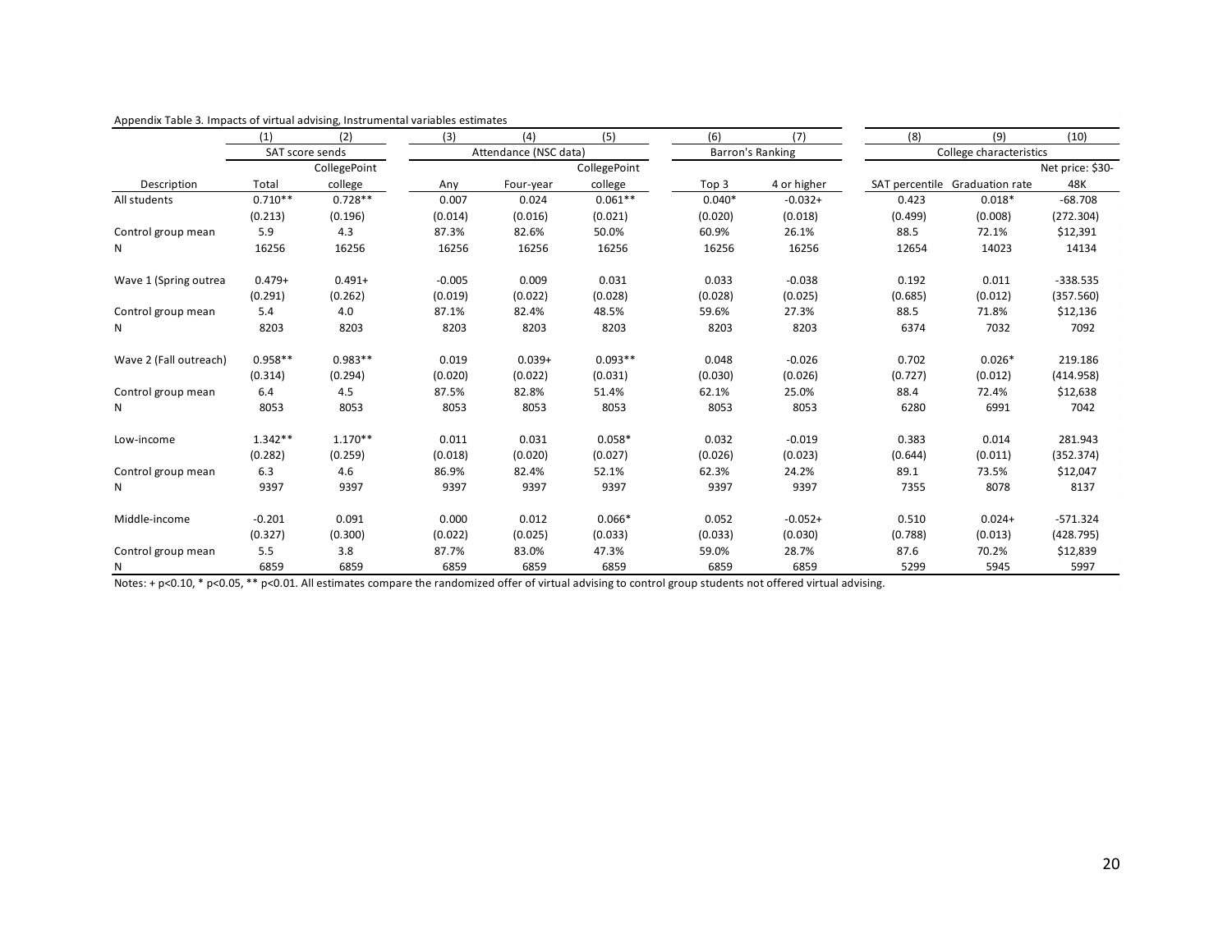Appendix Table 3. Impacts of virtual advising, Instrumental variables estimates

| | (1) | (2) | (3) | (4) | (5) | (6) | (7) | (8) | (9) | (10) |
|---|---|---|---|---|---|---|---|---|---|---|
| | SAT score sends | | Attendance (NSC data) | | | Barron's Ranking | | College characteristics | | |
| Description | Total | CollegePoint college | Any | Four-year | CollegePoint college | Top 3 | 4 or higher | SAT percentile | Graduation rate | Net price: $30-48K |
| All students | 0.710** | 0.728** | 0.007 | 0.024 | 0.061** | 0.040* | -0.032+ | 0.423 | 0.018* | -68.708 |
| | (0.213) | (0.196) | (0.014) | (0.016) | (0.021) | (0.020) | (0.018) | (0.499) | (0.008) | (272.304) |
| Control group mean | 5.9 | 4.3 | 87.3% | 82.6% | 50.0% | 60.9% | 26.1% | 88.5 | 72.1% | $12,391 |
| N | 16256 | 16256 | 16256 | 16256 | 16256 | 16256 | 16256 | 12654 | 14023 | 14134 |
| | | | | | | | | | | |
| Wave 1 (Spring outrea | 0.479+ | 0.491+ | -0.005 | 0.009 | 0.031 | 0.033 | -0.038 | 0.192 | 0.011 | -338.535 |
| | (0.291) | (0.262) | (0.019) | (0.022) | (0.028) | (0.028) | (0.025) | (0.685) | (0.012) | (357.560) |
| Control group mean | 5.4 | 4.0 | 87.1% | 82.4% | 48.5% | 59.6% | 27.3% | 88.5 | 71.8% | $12,136 |
| N | 8203 | 8203 | 8203 | 8203 | 8203 | 8203 | 8203 | 6374 | 7032 | 7092 |
| | | | | | | | | | | |
| Wave 2 (Fall outreach) | 0.958** | 0.983** | 0.019 | 0.039+ | 0.093** | 0.048 | -0.026 | 0.702 | 0.026* | 219.186 |
| | (0.314) | (0.294) | (0.020) | (0.022) | (0.031) | (0.030) | (0.026) | (0.727) | (0.012) | (414.958) |
| Control group mean | 6.4 | 4.5 | 87.5% | 82.8% | 51.4% | 62.1% | 25.0% | 88.4 | 72.4% | $12,638 |
| N | 8053 | 8053 | 8053 | 8053 | 8053 | 8053 | 8053 | 6280 | 6991 | 7042 |
| | | | | | | | | | | |
| Low-income | 1.342** | 1.170** | 0.011 | 0.031 | 0.058* | 0.032 | -0.019 | 0.383 | 0.014 | 281.943 |
| | (0.282) | (0.259) | (0.018) | (0.020) | (0.027) | (0.026) | (0.023) | (0.644) | (0.011) | (352.374) |
| Control group mean | 6.3 | 4.6 | 86.9% | 82.4% | 52.1% | 62.3% | 24.2% | 89.1 | 73.5% | $12,047 |
| N | 9397 | 9397 | 9397 | 9397 | 9397 | 9397 | 9397 | 7355 | 8078 | 8137 |
| | | | | | | | | | | |
| Middle-income | -0.201 | 0.091 | 0.000 | 0.012 | 0.066* | 0.052 | -0.052+ | 0.510 | 0.024+ | -571.324 |
| | (0.327) | (0.300) | (0.022) | (0.025) | (0.033) | (0.033) | (0.030) | (0.788) | (0.013) | (428.795) |
| Control group mean | 5.5 | 3.8 | 87.7% | 83.0% | 47.3% | 59.0% | 28.7% | 87.6 | 70.2% | $12,839 |
| N | 6859 | 6859 | 6859 | 6859 | 6859 | 6859 | 6859 | 5299 | 5945 | 5997 |

Notes: + p<0.10, * p<0.05, ** p<0.01. All estimates compare the randomized offer of virtual advising to control group students not offered virtual advising.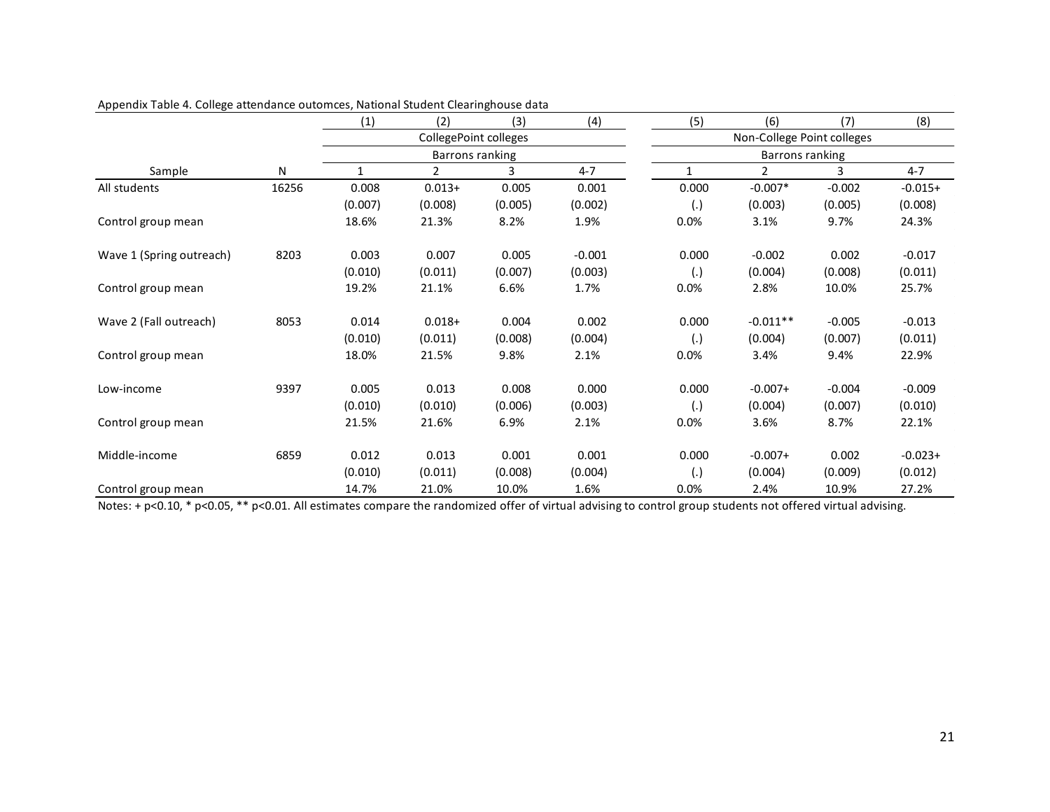Appendix Table 4. College attendance outomces, National Student Clearinghouse data

| | | (1) | (2) | (3) | (4) | (5) | (6) | (7) | (8) |
|---|---|---|---|---|---|---|---|---|---|
| | | CollegePoint colleges | | | | Non-College Point colleges | | | |
| | | Barrons ranking | | | | Barrons ranking | | | |
| Sample | N | 1 | 2 | 3 | 4-7 | 1 | 2 | 3 | 4-7 |
| All students | 16256 | 0.008 | 0.013+ | 0.005 | 0.001 | 0.000 | -0.007* | -0.002 | -0.015+ |
| | | (0.007) | (0.008) | (0.005) | (0.002) | (.) | (0.003) | (0.005) | (0.008) |
| Control group mean | | 18.6% | 21.3% | 8.2% | 1.9% | 0.0% | 3.1% | 9.7% | 24.3% |
| Wave 1 (Spring outreach) | 8203 | 0.003 | 0.007 | 0.005 | -0.001 | 0.000 | -0.002 | 0.002 | -0.017 |
| | | (0.010) | (0.011) | (0.007) | (0.003) | (.) | (0.004) | (0.008) | (0.011) |
| Control group mean | | 19.2% | 21.1% | 6.6% | 1.7% | 0.0% | 2.8% | 10.0% | 25.7% |
| Wave 2 (Fall outreach) | 8053 | 0.014 | 0.018+ | 0.004 | 0.002 | 0.000 | -0.011** | -0.005 | -0.013 |
| | | (0.010) | (0.011) | (0.008) | (0.004) | (.) | (0.004) | (0.007) | (0.011) |
| Control group mean | | 18.0% | 21.5% | 9.8% | 2.1% | 0.0% | 3.4% | 9.4% | 22.9% |
| Low-income | 9397 | 0.005 | 0.013 | 0.008 | 0.000 | 0.000 | -0.007+ | -0.004 | -0.009 |
| | | (0.010) | (0.010) | (0.006) | (0.003) | (.) | (0.004) | (0.007) | (0.010) |
| Control group mean | | 21.5% | 21.6% | 6.9% | 2.1% | 0.0% | 3.6% | 8.7% | 22.1% |
| Middle-income | 6859 | 0.012 | 0.013 | 0.001 | 0.001 | 0.000 | -0.007+ | 0.002 | -0.023+ |
| | | (0.010) | (0.011) | (0.008) | (0.004) | (.) | (0.004) | (0.009) | (0.012) |
| Control group mean | | 14.7% | 21.0% | 10.0% | 1.6% | 0.0% | 2.4% | 10.9% | 27.2% |

Notes: + $p<0.10$, * $p<0.05$, ** $p<0.01$. All estimates compare the randomized offer of virtual advising to control group students not offered virtual advising.